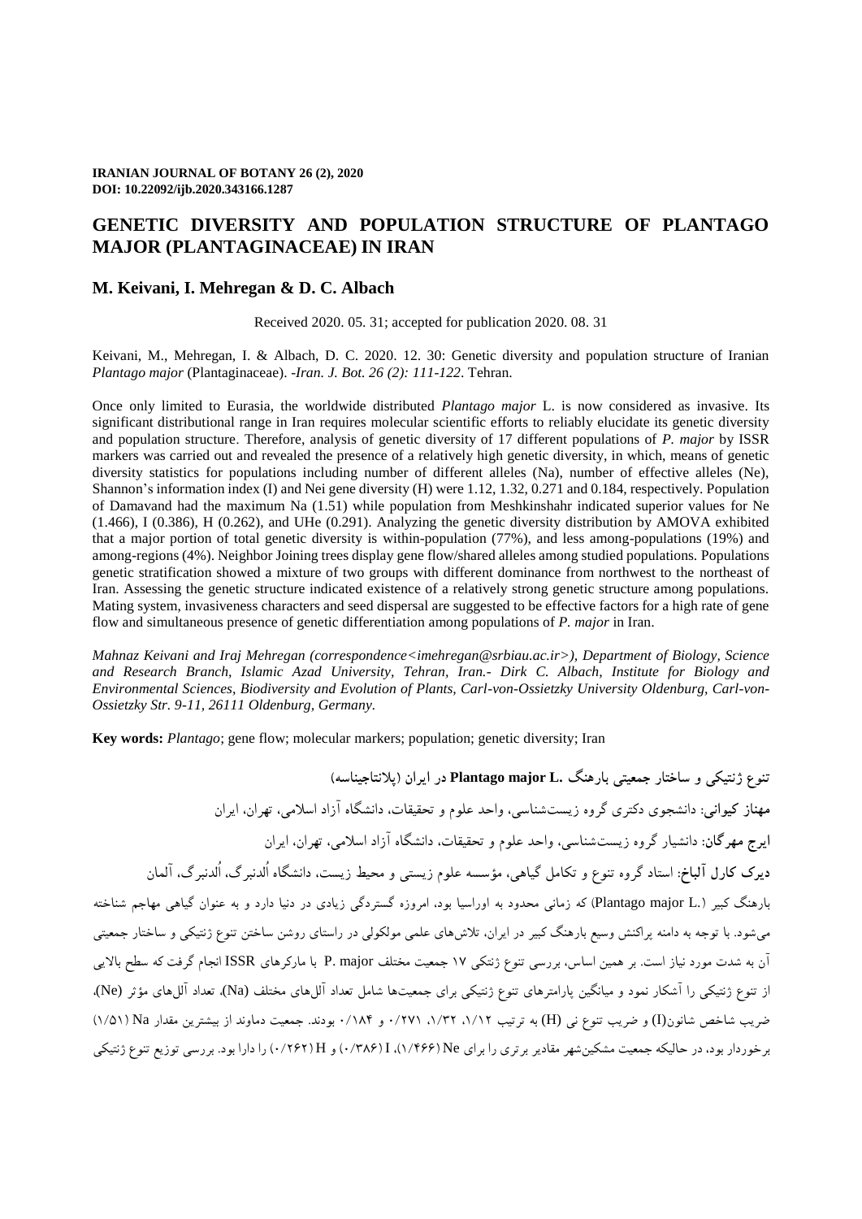**IRANIAN JOURNAL OF BOTANY 26 (2), 2020**
**DOI: 10.22092/ijb.2020.343166.1287**

# GENETIC DIVERSITY AND POPULATION STRUCTURE OF PLANTAGO MAJOR (PLANTAGINACEAE) IN IRAN

## M. Keivani, I. Mehregan & D. C. Albach

Received 2020. 05. 31; accepted for publication 2020. 08. 31

Keivani, M., Mehregan, I. & Albach, D. C. 2020. 12. 30: Genetic diversity and population structure of Iranian *Plantago major* (Plantaginaceae). -*Iran. J. Bot. 26 (2): 111-122*. Tehran.

Once only limited to Eurasia, the worldwide distributed *Plantago major* L. is now considered as invasive. Its significant distributional range in Iran requires molecular scientific efforts to reliably elucidate its genetic diversity and population structure. Therefore, analysis of genetic diversity of 17 different populations of *P. major* by ISSR markers was carried out and revealed the presence of a relatively high genetic diversity, in which, means of genetic diversity statistics for populations including number of different alleles (Na), number of effective alleles (Ne), Shannon's information index (I) and Nei gene diversity (H) were 1.12, 1.32, 0.271 and 0.184, respectively. Population of Damavand had the maximum Na (1.51) while population from Meshkinshahr indicated superior values for Ne (1.466), I (0.386), H (0.262), and UHe (0.291). Analyzing the genetic diversity distribution by AMOVA exhibited that a major portion of total genetic diversity is within-population (77%), and less among-populations (19%) and among-regions (4%). Neighbor Joining trees display gene flow/shared alleles among studied populations. Populations genetic stratification showed a mixture of two groups with different dominance from northwest to the northeast of Iran. Assessing the genetic structure indicated existence of a relatively strong genetic structure among populations. Mating system, invasiveness characters and seed dispersal are suggested to be effective factors for a high rate of gene flow and simultaneous presence of genetic differentiation among populations of *P. major* in Iran.

*Mahnaz Keivani and Iraj Mehregan (correspondence<imehregan@srbiau.ac.ir>), Department of Biology, Science and Research Branch, Islamic Azad University, Tehran, Iran.- Dirk C. Albach, Institute for Biology and Environmental Sciences, Biodiversity and Evolution of Plants, Carl-von-Ossietzky University Oldenburg, Carl-von-Ossietzky Str. 9-11, 26111 Oldenburg, Germany.*

**Key words:** *Plantago*; gene flow; molecular markers; population; genetic diversity; Iran

**تنوع ژنتیکی و ساختار جمعیتی بارهنگ Plantago major L. در ایران (پلانتاجیناسه)**

**مهناز کیوانی**: دانشجوی دکتری گروه زیست‌شناسی، واحد علوم و تحقیقات، دانشگاه آزاد اسلامی، تهران، ایران

**ایرج مهرگان**: دانشیار گروه زیست‌شناسی، واحد علوم و تحقیقات، دانشگاه آزاد اسلامی، تهران، ایران

**دیرک کارل آلباخ**: استاد گروه تنوع و تکامل گیاهی، مؤسسه علوم زیستی و محیط زیست، دانشگاه اُلدنبرگ، اُلدنبرگ، آلمان

بارهنگ کبیر (Plantago major L.) که زمانی محدود به اوراسیا بود، امروزه گستردگی زیادی در دنیا دارد و به عنوان گیاهی مهاجم شناخته می‌شود. با توجه به دامنه پراکنش وسیع بارهنگ کبیر در ایران، تلاش‌های علمی مولکولی در راستای روشن ساختن تنوع ژنتیکی و ساختار جمعیتی آن به شدت مورد نیاز است. بر همین اساس، بررسی تنوع ژنتیکی ۱۷ جمعیت مختلف P. major با مارکرهای ISSR انجام گرفت که سطح بالایی از تنوع ژنتیکی را آشکار نمود و میانگین پارامترهای تنوع ژنتیکی برای جمعیت‌ها شامل تعداد آلل‌های مختلف (Na)، تعداد آلل‌های مؤثر (Ne)، ضریب شاخص شانون(I) و ضریب تنوع نی (H) به ترتیب ۱/۱۲، ۱/۳۲، ۰/۲۷۱ و ۰/۱۸۴ بودند. جمعیت دماوند از بیشترین مقدار Na (۱/۵۱) برخوردار بود، در حالیکه جمعیت مشکین‌شهر مقادیر برتری را برای Ne (۱/۴۶۶)، I (۰/۳۸۶) و H (۰/۲۶۲) را دارا بود. بررسی توزیع تنوع ژنتیکی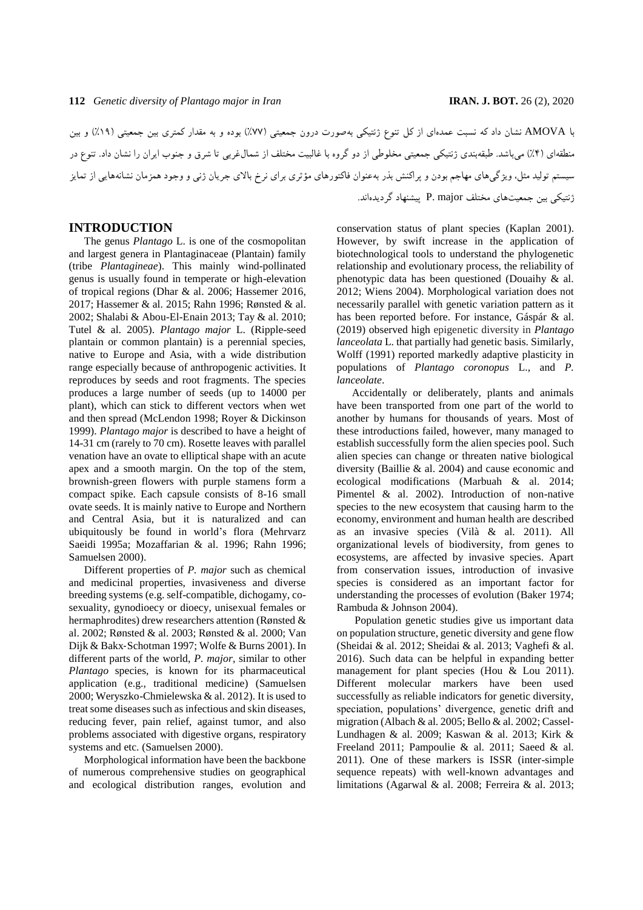با AMOVA نشان داد که نسبت عمده‌ای از کل تنوع ژنتیکی به‌صورت درون جمعیتی (۷۷٪) بوده و به مقدار کمتری بین جمعیتی (۱۹٪) و بین منطقه‌ای (۴٪) می‌باشد. طبقه‌بندی ژنتیکی جمعیتی مخلوطی از دو گروه با غالبیت مختلف از شمال‌غربی تا شرق و جنوب ایران را نشان داد. تنوع در سیستم تولید مثل، ویژگی‌های مهاجم بودن و پراکنش بذر به‌عنوان فاکتورهای مؤثری برای نرخ بالای جریان ژنی و وجود همزمان نشانه‌هایی از تمایز ژنتیکی بین جمعیت‌های مختلف P. major پیشنهاد گردیده‌اند.

## INTRODUCTION

The genus *Plantago* L. is one of the cosmopolitan and largest genera in Plantaginaceae (Plantain) family (tribe *Plantagineae*). This mainly wind-pollinated genus is usually found in temperate or high-elevation of tropical regions (Dhar & al. 2006; Hassemer 2016, 2017; Hassemer & al. 2015; Rahn 1996; Rønsted & al. 2002; Shalabi & Abou-El-Enain 2013; Tay & al. 2010; Tutel & al. 2005). *Plantago major* L. (Ripple-seed plantain or common plantain) is a perennial species, native to Europe and Asia, with a wide distribution range especially because of anthropogenic activities. It reproduces by seeds and root fragments. The species produces a large number of seeds (up to 14000 per plant), which can stick to different vectors when wet and then spread (McLendon 1998; Royer & Dickinson 1999). *Plantago major* is described to have a height of 14-31 cm (rarely to 70 cm). Rosette leaves with parallel venation have an ovate to elliptical shape with an acute apex and a smooth margin. On the top of the stem, brownish-green flowers with purple stamens form a compact spike. Each capsule consists of 8-16 small ovate seeds. It is mainly native to Europe and Northern and Central Asia, but it is naturalized and can ubiquitously be found in world's flora (Mehrvarz Saeidi 1995a; Mozaffarian & al. 1996; Rahn 1996; Samuelsen 2000).

Different properties of *P. major* such as chemical and medicinal properties, invasiveness and diverse breeding systems (e.g. self-compatible, dichogamy, co-sexuality, gynodioecy or dioecy, unisexual females or hermaphrodites) drew researchers attention (Rønsted & al. 2002; Rønsted & al. 2003; Rønsted & al. 2000; Van Dijk & Bakx-Schotman 1997; Wolfe & Burns 2001). In different parts of the world, *P. major*, similar to other *Plantago* species, is known for its pharmaceutical application (e.g., traditional medicine) (Samuelsen 2000; Weryszko-Chmielewska & al. 2012). It is used to treat some diseases such as infectious and skin diseases, reducing fever, pain relief, against tumor, and also problems associated with digestive organs, respiratory systems and etc. (Samuelsen 2000).

Morphological information have been the backbone of numerous comprehensive studies on geographical and ecological distribution ranges, evolution and conservation status of plant species (Kaplan 2001). However, by swift increase in the application of biotechnological tools to understand the phylogenetic relationship and evolutionary process, the reliability of phenotypic data has been questioned (Douaihy & al. 2012; Wiens 2004). Morphological variation does not necessarily parallel with genetic variation pattern as it has been reported before. For instance, Gáspár & al. (2019) observed high epigenetic diversity in *Plantago lanceolata* L. that partially had genetic basis. Similarly, Wolff (1991) reported markedly adaptive plasticity in populations of *Plantago coronopus* L., and *P. lanceolate*.

Accidentally or deliberately, plants and animals have been transported from one part of the world to another by humans for thousands of years. Most of these introductions failed, however, many managed to establish successfully form the alien species pool. Such alien species can change or threaten native biological diversity (Baillie & al. 2004) and cause economic and ecological modifications (Marbuah & al. 2014; Pimentel & al. 2002). Introduction of non-native species to the new ecosystem that causing harm to the economy, environment and human health are described as an invasive species (Vilà & al. 2011). All organizational levels of biodiversity, from genes to ecosystems, are affected by invasive species. Apart from conservation issues, introduction of invasive species is considered as an important factor for understanding the processes of evolution (Baker 1974; Rambuda & Johnson 2004).

Population genetic studies give us important data on population structure, genetic diversity and gene flow (Sheidai & al. 2012; Sheidai & al. 2013; Vaghefi & al. 2016). Such data can be helpful in expanding better management for plant species (Hou & Lou 2011). Different molecular markers have been used successfully as reliable indicators for genetic diversity, speciation, populations' divergence, genetic drift and migration (Albach & al. 2005; Bello & al. 2002; Cassel-Lundhagen & al. 2009; Kaswan & al. 2013; Kirk & Freeland 2011; Pampoulie & al. 2011; Saeed & al. 2011). One of these markers is ISSR (inter-simple sequence repeats) with well-known advantages and limitations (Agarwal & al. 2008; Ferreira & al. 2013;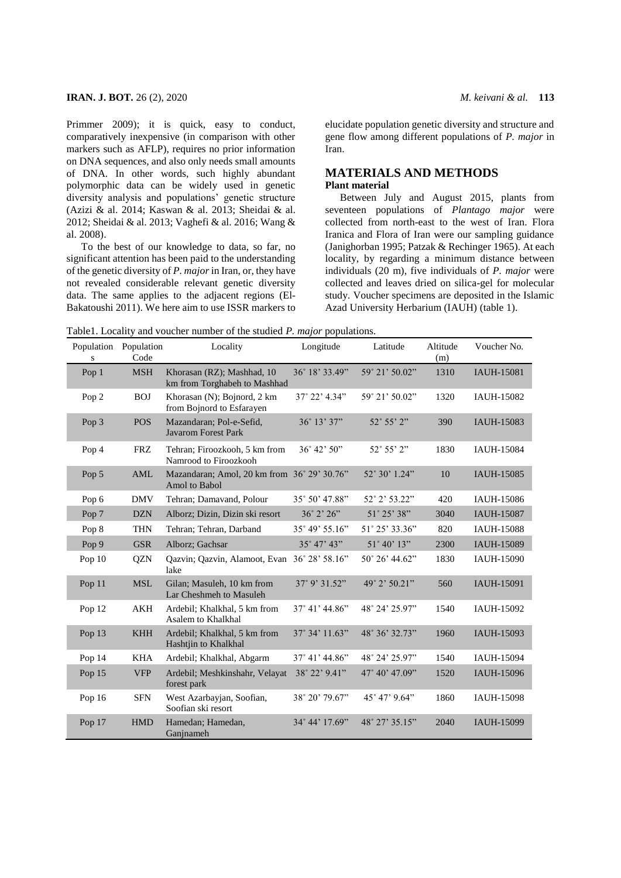Primmer 2009); it is quick, easy to conduct, comparatively inexpensive (in comparison with other markers such as AFLP), requires no prior information on DNA sequences, and also only needs small amounts of DNA. In other words, such highly abundant polymorphic data can be widely used in genetic diversity analysis and populations' genetic structure (Azizi & al. 2014; Kaswan & al. 2013; Sheidai & al. 2012; Sheidai & al. 2013; Vaghefi & al. 2016; Wang & al. 2008).

To the best of our knowledge to data, so far, no significant attention has been paid to the understanding of the genetic diversity of *P. major* in Iran, or, they have not revealed considerable relevant genetic diversity data. The same applies to the adjacent regions (El-Bakatoushi 2011). We here aim to use ISSR markers to elucidate population genetic diversity and structure and gene flow among different populations of *P. major* in Iran.

## MATERIALS AND METHODS

### Plant material

Between July and August 2015, plants from seventeen populations of *Plantago major* were collected from north-east to the west of Iran. Flora Iranica and Flora of Iran were our sampling guidance (Janighorban 1995; Patzak & Rechinger 1965). At each locality, by regarding a minimum distance between individuals (20 m), five individuals of *P. major* were collected and leaves dried on silica-gel for molecular study. Voucher specimens are deposited in the Islamic Azad University Herbarium (IAUH) (table 1).

Table1. Locality and voucher number of the studied *P. major* populations.

| Populations | Population Code | Locality | Longitude | Latitude | Altitude (m) | Voucher No. |
|---|---|---|---|---|---|---|
| Pop 1 | MSH | Khorasan (RZ); Mashhad, 10 km from Torghabeh to Mashhad | 36˚ 18' 33.49" | 59˚ 21' 50.02" | 1310 | IAUH-15081 |
| Pop 2 | BOJ | Khorasan (N); Bojnord, 2 km from Bojnord to Esfarayen | 37˚ 22' 4.34" | 59˚ 21' 50.02" | 1320 | IAUH-15082 |
| Pop 3 | POS | Mazandaran; Pol-e-Sefid, Javarom Forest Park | 36˚ 13' 37" | 52˚ 55' 2" | 390 | IAUH-15083 |
| Pop 4 | FRZ | Tehran; Firoozkooh, 5 km from Namrood to Firoozkooh | 36˚ 42' 50" | 52˚ 55' 2" | 1830 | IAUH-15084 |
| Pop 5 | AML | Mazandaran; Amol, 20 km from Amol to Babol | 36˚ 29' 30.76" | 52˚ 30' 1.24" | 10 | IAUH-15085 |
| Pop 6 | DMV | Tehran; Damavand, Polour | 35˚ 50' 47.88" | 52˚ 2' 53.22" | 420 | IAUH-15086 |
| Pop 7 | DZN | Alborz; Dizin, Dizin ski resort | 36˚ 2' 26" | 51˚ 25' 38" | 3040 | IAUH-15087 |
| Pop 8 | THN | Tehran; Tehran, Darband | 35˚ 49' 55.16" | 51˚ 25' 33.36" | 820 | IAUH-15088 |
| Pop 9 | GSR | Alborz; Gachsar | 35˚ 47' 43" | 51˚ 40' 13" | 2300 | IAUH-15089 |
| Pop 10 | QZN | Qazvin; Qazvin, Alamoot, Evan lake | 36˚ 28' 58.16" | 50˚ 26' 44.62" | 1830 | IAUH-15090 |
| Pop 11 | MSL | Gilan; Masuleh, 10 km from Lar Cheshmeh to Masuleh | 37˚ 9' 31.52" | 49˚ 2' 50.21" | 560 | IAUH-15091 |
| Pop 12 | AKH | Ardebil; Khalkhal, 5 km from Asalem to Khalkhal | 37˚ 41' 44.86" | 48˚ 24' 25.97" | 1540 | IAUH-15092 |
| Pop 13 | KHH | Ardebil; Khalkhal, 5 km from Hashtjin to Khalkhal | 37˚ 34' 11.63" | 48˚ 36' 32.73" | 1960 | IAUH-15093 |
| Pop 14 | KHA | Ardebil; Khalkhal, Abgarm | 37˚ 41' 44.86" | 48˚ 24' 25.97" | 1540 | IAUH-15094 |
| Pop 15 | VFP | Ardebil; Meshkinshahr, Velayat forest park | 38˚ 22' 9.41" | 47˚ 40' 47.09" | 1520 | IAUH-15096 |
| Pop 16 | SFN | West Azarbayjan, Soofian, Soofian ski resort | 38˚ 20' 79.67" | 45˚ 47' 9.64" | 1860 | IAUH-15098 |
| Pop 17 | HMD | Hamedan; Hamedan, Ganjnameh | 34˚ 44' 17.69" | 48˚ 27' 35.15" | 2040 | IAUH-15099 |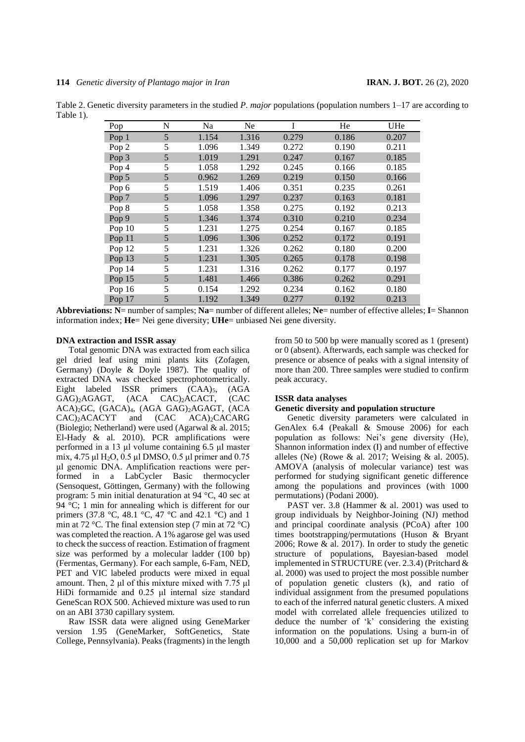Table 2. Genetic diversity parameters in the studied *P. major* populations (population numbers 1–17 are according to Table 1).

| Pop | N | Na | Ne | I | He | UHe |
|---|---|---|---|---|---|---|
| Pop 1 | 5 | 1.154 | 1.316 | 0.279 | 0.186 | 0.207 |
| Pop 2 | 5 | 1.096 | 1.349 | 0.272 | 0.190 | 0.211 |
| Pop 3 | 5 | 1.019 | 1.291 | 0.247 | 0.167 | 0.185 |
| Pop 4 | 5 | 1.058 | 1.292 | 0.245 | 0.166 | 0.185 |
| Pop 5 | 5 | 0.962 | 1.269 | 0.219 | 0.150 | 0.166 |
| Pop 6 | 5 | 1.519 | 1.406 | 0.351 | 0.235 | 0.261 |
| Pop 7 | 5 | 1.096 | 1.297 | 0.237 | 0.163 | 0.181 |
| Pop 8 | 5 | 1.058 | 1.358 | 0.275 | 0.192 | 0.213 |
| Pop 9 | 5 | 1.346 | 1.374 | 0.310 | 0.210 | 0.234 |
| Pop 10 | 5 | 1.231 | 1.275 | 0.254 | 0.167 | 0.185 |
| Pop 11 | 5 | 1.096 | 1.306 | 0.252 | 0.172 | 0.191 |
| Pop 12 | 5 | 1.231 | 1.326 | 0.262 | 0.180 | 0.200 |
| Pop 13 | 5 | 1.231 | 1.305 | 0.265 | 0.178 | 0.198 |
| Pop 14 | 5 | 1.231 | 1.316 | 0.262 | 0.177 | 0.197 |
| Pop 15 | 5 | 1.481 | 1.466 | 0.386 | 0.262 | 0.291 |
| Pop 16 | 5 | 0.154 | 1.292 | 0.234 | 0.162 | 0.180 |
| Pop 17 | 5 | 1.192 | 1.349 | 0.277 | 0.192 | 0.213 |

**Abbreviations: N**= number of samples; **Na**= number of different alleles; **Ne**= number of effective alleles; **I**= Shannon information index; **He**= Nei gene diversity; **UHe**= unbiased Nei gene diversity.

### DNA extraction and ISSR assay

Total genomic DNA was extracted from each silica gel dried leaf using mini plants kits (Zofagen, Germany) (Doyle & Doyle 1987). The quality of extracted DNA was checked spectrophotometrically. Eight labeled ISSR primers $(CAA)_5$, $(AGA\ GAG)_2AGAGT$, $(ACA\ CAC)_2ACACT$, $(CAC\ ACA)_2GC$, $(GACA)_4$, $(AGA\ GAG)_2AGAGT$, $(ACA\ CAC)_2ACACYT$ and $(CAC\ ACA)_2CACARG$ (Biolegio; Netherland) were used (Agarwal & al. 2015; El-Hady & al. 2010). PCR amplifications were performed in a 13 µl volume containing 6.5 µl master mix, 4.75 µl $H_2O$, 0.5 µl DMSO, 0.5 µl primer and 0.75 µl genomic DNA. Amplification reactions were performed in a LabCycler Basic thermocycler (Sensoquest, Göttingen, Germany) with the following program: 5 min initial denaturation at 94 °C, 40 sec at 94 °C; 1 min for annealing which is different for our primers (37.8 °C, 48.1 °C, 47 °C and 42.1 °C) and 1 min at 72 °C. The final extension step (7 min at 72 °C) was completed the reaction. A 1% agarose gel was used to check the success of reaction. Estimation of fragment size was performed by a molecular ladder (100 bp) (Fermentas, Germany). For each sample, 6-Fam, NED, PET and VIC labeled products were mixed in equal amount. Then, 2 µl of this mixture mixed with 7.75 µl HiDi formamide and 0.25 µl internal size standard GeneScan ROX 500. Achieved mixture was used to run on an ABI 3730 capillary system.

Raw ISSR data were aligned using GeneMarker version 1.95 (GeneMarker, SoftGenetics, State College, Pennsylvania). Peaks (fragments) in the length from 50 to 500 bp were manually scored as 1 (present) or 0 (absent). Afterwards, each sample was checked for presence or absence of peaks with a signal intensity of more than 200. Three samples were studied to confirm peak accuracy.

### ISSR data analyses

#### Genetic diversity and population structure

Genetic diversity parameters were calculated in GenAlex 6.4 (Peakall & Smouse 2006) for each population as follows: Nei's gene diversity (He), Shannon information index (I) and number of effective alleles (Ne) (Rowe & al. 2017; Weising & al. 2005). AMOVA (analysis of molecular variance) test was performed for studying significant genetic difference among the populations and provinces (with 1000 permutations) (Podani 2000).

PAST ver. 3.8 (Hammer & al. 2001) was used to group individuals by Neighbor-Joining (NJ) method and principal coordinate analysis (PCoA) after 100 times bootstrapping/permutations (Huson & Bryant 2006; Rowe & al. 2017). In order to study the genetic structure of populations, Bayesian-based model implemented in STRUCTURE (ver. 2.3.4) (Pritchard & al. 2000) was used to project the most possible number of population genetic clusters (k), and ratio of individual assignment from the presumed populations to each of the inferred natural genetic clusters. A mixed model with correlated allele frequencies utilized to deduce the number of 'k' considering the existing information on the populations. Using a burn-in of 10,000 and a 50,000 replication set up for Markov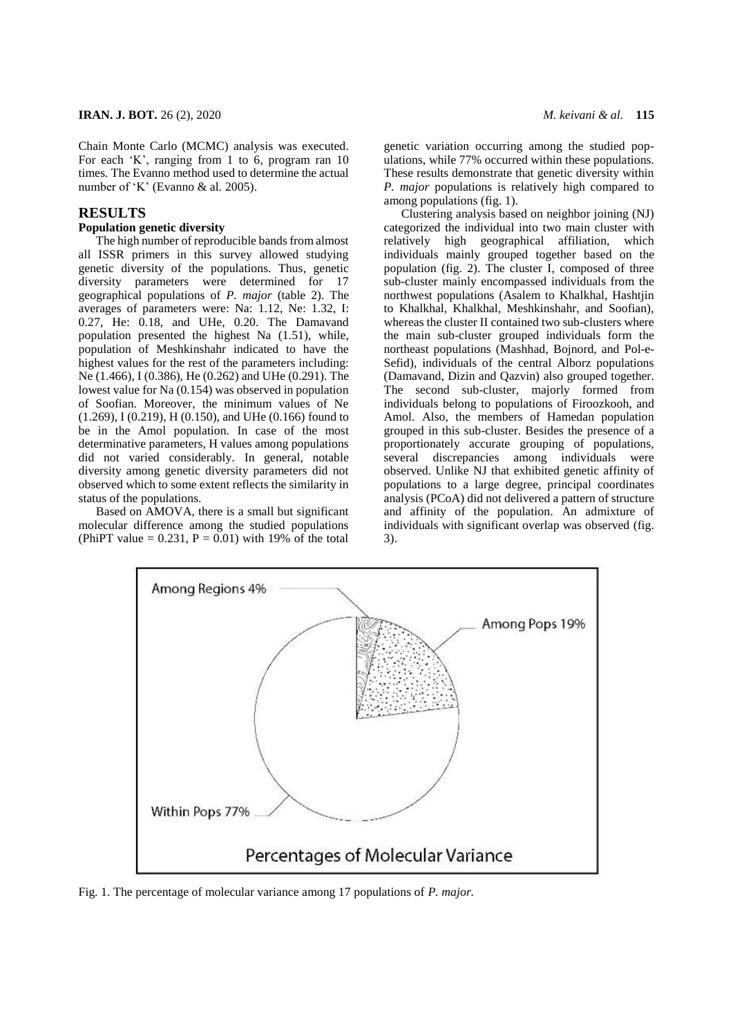Chain Monte Carlo (MCMC) analysis was executed. For each 'K', ranging from 1 to 6, program ran 10 times. The Evanno method used to determine the actual number of 'K' (Evanno & al. 2005).

## RESULTS

### Population genetic diversity

The high number of reproducible bands from almost all ISSR primers in this survey allowed studying genetic diversity of the populations. Thus, genetic diversity parameters were determined for 17 geographical populations of *P. major* (table 2). The averages of parameters were: Na: 1.12, Ne: 1.32, I: 0.27, He: 0.18, and UHe, 0.20. The Damavand population presented the highest Na (1.51), while, population of Meshkinshahr indicated to have the highest values for the rest of the parameters including: Ne (1.466), I (0.386), He (0.262) and UHe (0.291). The lowest value for Na (0.154) was observed in population of Soofian. Moreover, the minimum values of Ne (1.269), I (0.219), H (0.150), and UHe (0.166) found to be in the Amol population. In case of the most determinative parameters, H values among populations did not varied considerably. In general, notable diversity among genetic diversity parameters did not observed which to some extent reflects the similarity in status of the populations.

Based on AMOVA, there is a small but significant molecular difference among the studied populations (PhiPT value = 0.231, P = 0.01) with 19% of the total genetic variation occurring among the studied populations, while 77% occurred within these populations. These results demonstrate that genetic diversity within *P. major* populations is relatively high compared to among populations (fig. 1).

Clustering analysis based on neighbor joining (NJ) categorized the individual into two main cluster with relatively high geographical affiliation, which individuals mainly grouped together based on the population (fig. 2). The cluster I, composed of three sub-cluster mainly encompassed individuals from the northwest populations (Asalem to Khalkhal, Hashtjin to Khalkhal, Khalkhal, Meshkinshahr, and Soofian), whereas the cluster II contained two sub-clusters where the main sub-cluster grouped individuals form the northeast populations (Mashhad, Bojnord, and Pol-e-Sefid), individuals of the central Alborz populations (Damavand, Dizin and Qazvin) also grouped together. The second sub-cluster, majorly formed from individuals belong to populations of Firoozkooh, and Amol. Also, the members of Hamedan population grouped in this sub-cluster. Besides the presence of a proportionately accurate grouping of populations, several discrepancies among individuals were observed. Unlike NJ that exhibited genetic affinity of populations to a large degree, principal coordinates analysis (PCoA) did not delivered a pattern of structure and affinity of the population. An admixture of individuals with significant overlap was observed (fig. 3).

Among Regions 4%

Among Pops 19%

Within Pops 77%

Percentages of Molecular Variance

Fig. 1. The percentage of molecular variance among 17 populations of *P. major.*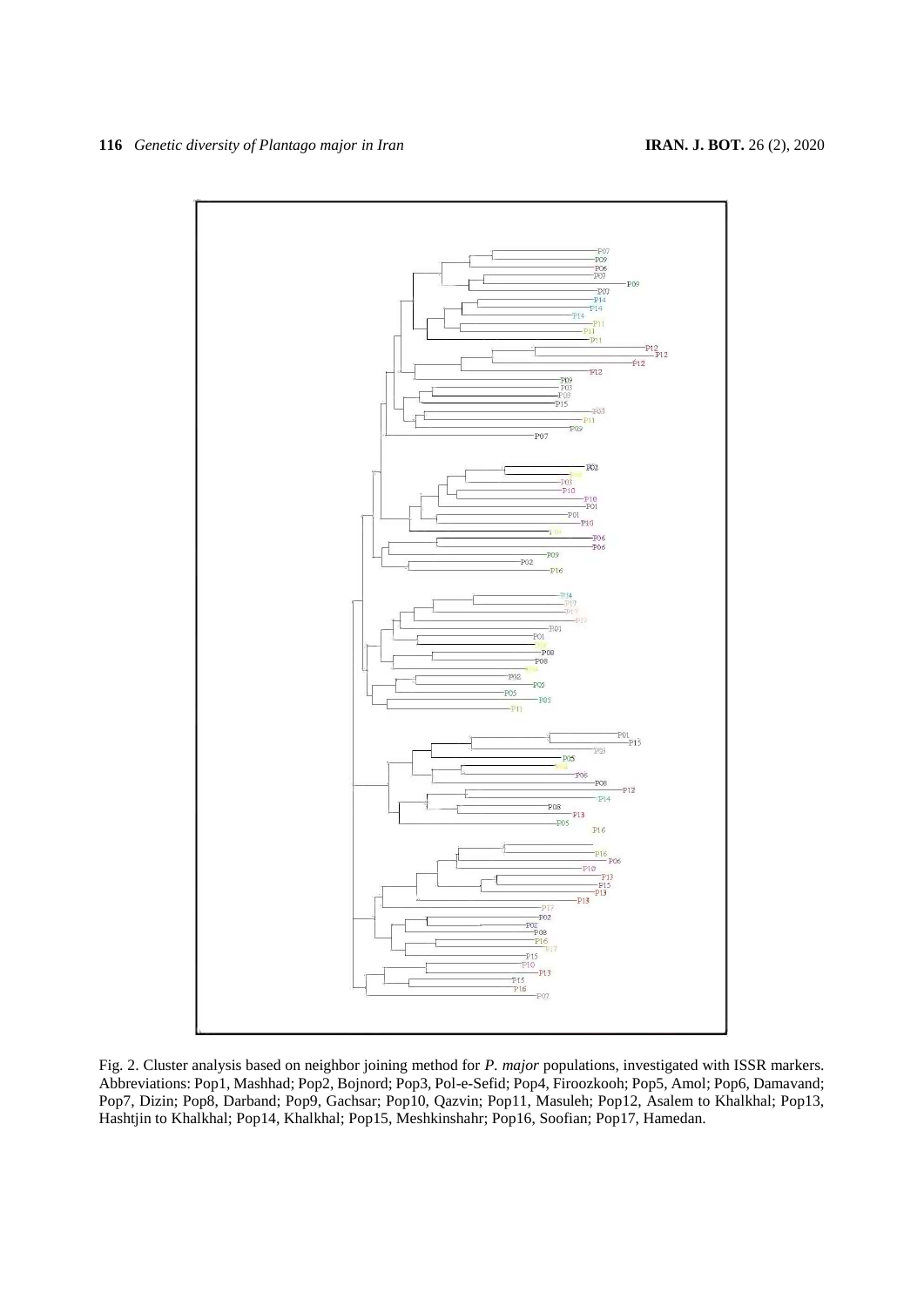Fig. 2. Cluster analysis based on neighbor joining method for *P. major* populations, investigated with ISSR markers. Abbreviations: Pop1, Mashhad; Pop2, Bojnord; Pop3, Pol-e-Sefid; Pop4, Firoozkooh; Pop5, Amol; Pop6, Damavand; Pop7, Dizin; Pop8, Darband; Pop9, Gachsar; Pop10, Qazvin; Pop11, Masuleh; Pop12, Asalem to Khalkhal; Pop13, Hashtjin to Khalkhal; Pop14, Khalkhal; Pop15, Meshkinshahr; Pop16, Soofian; Pop17, Hamedan.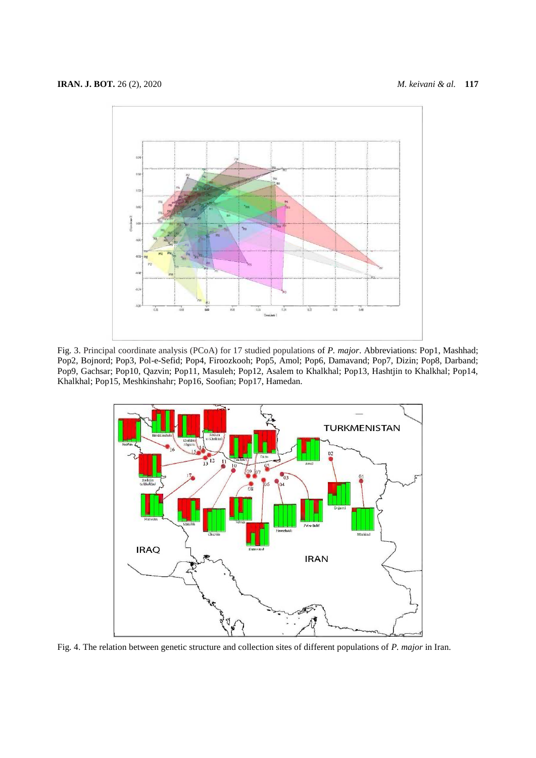Fig. 3. Principal coordinate analysis (PCoA) for 17 studied populations of *P. major*. Abbreviations: Pop1, Mashhad; Pop2, Bojnord; Pop3, Pol-e-Sefid; Pop4, Firoozkooh; Pop5, Amol; Pop6, Damavand; Pop7, Dizin; Pop8, Darband; Pop9, Gachsar; Pop10, Qazvin; Pop11, Masuleh; Pop12, Asalem to Khalkhal; Pop13, Hashtjin to Khalkhal; Pop14, Khalkhal; Pop15, Meshkinshahr; Pop16, Soofian; Pop17, Hamedan.

Fig. 4. The relation between genetic structure and collection sites of different populations of *P. major* in Iran.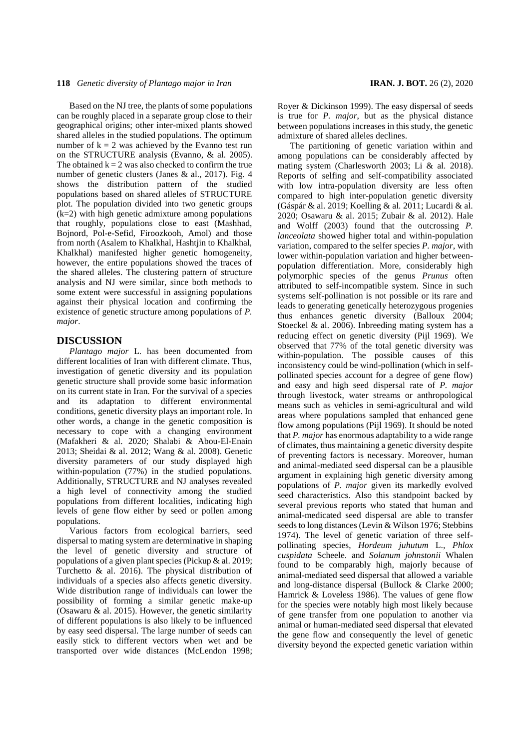Based on the NJ tree, the plants of some populations can be roughly placed in a separate group close to their geographical origins; other inter-mixed plants showed shared alleles in the studied populations. The optimum number of k = 2 was achieved by the Evanno test run on the STRUCTURE analysis (Evanno, & al. 2005). The obtained k = 2 was also checked to confirm the true number of genetic clusters (Janes & al., 2017). Fig. 4 shows the distribution pattern of the studied populations based on shared alleles of STRUCTURE plot. The population divided into two genetic groups (k=2) with high genetic admixture among populations that roughly, populations close to east (Mashhad, Bojnord, Pol-e-Sefid, Firoozkooh, Amol) and those from north (Asalem to Khalkhal, Hashtjin to Khalkhal, Khalkhal) manifested higher genetic homogeneity, however, the entire populations showed the traces of the shared alleles. The clustering pattern of structure analysis and NJ were similar, since both methods to some extent were successful in assigning populations against their physical location and confirming the existence of genetic structure among populations of *P. major*.

## DISCUSSION

*Plantago major* L. has been documented from different localities of Iran with different climate. Thus, investigation of genetic diversity and its population genetic structure shall provide some basic information on its current state in Iran. For the survival of a species and its adaptation to different environmental conditions, genetic diversity plays an important role. In other words, a change in the genetic composition is necessary to cope with a changing environment (Mafakheri & al. 2020; Shalabi & Abou-El-Enain 2013; Sheidai & al. 2012; Wang & al. 2008). Genetic diversity parameters of our study displayed high within-population (77%) in the studied populations. Additionally, STRUCTURE and NJ analyses revealed a high level of connectivity among the studied populations from different localities, indicating high levels of gene flow either by seed or pollen among populations.

Various factors from ecological barriers, seed dispersal to mating system are determinative in shaping the level of genetic diversity and structure of populations of a given plant species (Pickup & al. 2019; Turchetto & al. 2016). The physical distribution of individuals of a species also affects genetic diversity. Wide distribution range of individuals can lower the possibility of forming a similar genetic make-up (Osawaru & al. 2015). However, the genetic similarity of different populations is also likely to be influenced by easy seed dispersal. The large number of seeds can easily stick to different vectors when wet and be transported over wide distances (McLendon 1998; Royer & Dickinson 1999). The easy dispersal of seeds is true for *P. major*, but as the physical distance between populations increases in this study, the genetic admixture of shared alleles declines.

The partitioning of genetic variation within and among populations can be considerably affected by mating system (Charlesworth 2003; Li & al. 2018). Reports of selfing and self-compatibility associated with low intra-population diversity are less often compared to high inter-population genetic diversity (Gáspár & al. 2019; Koelling & al. 2011; Lucardi & al. 2020; Osawaru & al. 2015; Zubair & al. 2012). Hale and Wolff (2003) found that the outcrossing *P. lanceolata* showed higher total and within-population variation, compared to the selfer species *P. major*, with lower within-population variation and higher between-population differentiation. More, considerably high polymorphic species of the genus *Prunus* often attributed to self-incompatible system. Since in such systems self-pollination is not possible or its rare and leads to generating genetically heterozygous progenies thus enhances genetic diversity (Balloux 2004; Stoeckel & al. 2006). Inbreeding mating system has a reducing effect on genetic diversity (Pijl 1969). We observed that 77% of the total genetic diversity was within-population. The possible causes of this inconsistency could be wind-pollination (which in self-pollinated species account for a degree of gene flow) and easy and high seed dispersal rate of *P. major* through livestock, water streams or anthropological means such as vehicles in semi-agricultural and wild areas where populations sampled that enhanced gene flow among populations (Pijl 1969). It should be noted that *P. major* has enormous adaptability to a wide range of climates, thus maintaining a genetic diversity despite of preventing factors is necessary. Moreover, human and animal-mediated seed dispersal can be a plausible argument in explaining high genetic diversity among populations of *P. major* given its markedly evolved seed characteristics. Also this standpoint backed by several previous reports who stated that human and animal-medicated seed dispersal are able to transfer seeds to long distances (Levin & Wilson 1976; Stebbins 1974). The level of genetic variation of three self-pollinating species, *Hordeum juhutum* L., *Phlox cuspidata* Scheele. and *Solanum johnstonii* Whalen found to be comparably high, majorly because of animal-mediated seed dispersal that allowed a variable and long-distance dispersal (Bullock & Clarke 2000; Hamrick & Loveless 1986). The values of gene flow for the species were notably high most likely because of gene transfer from one population to another via animal or human-mediated seed dispersal that elevated the gene flow and consequently the level of genetic diversity beyond the expected genetic variation within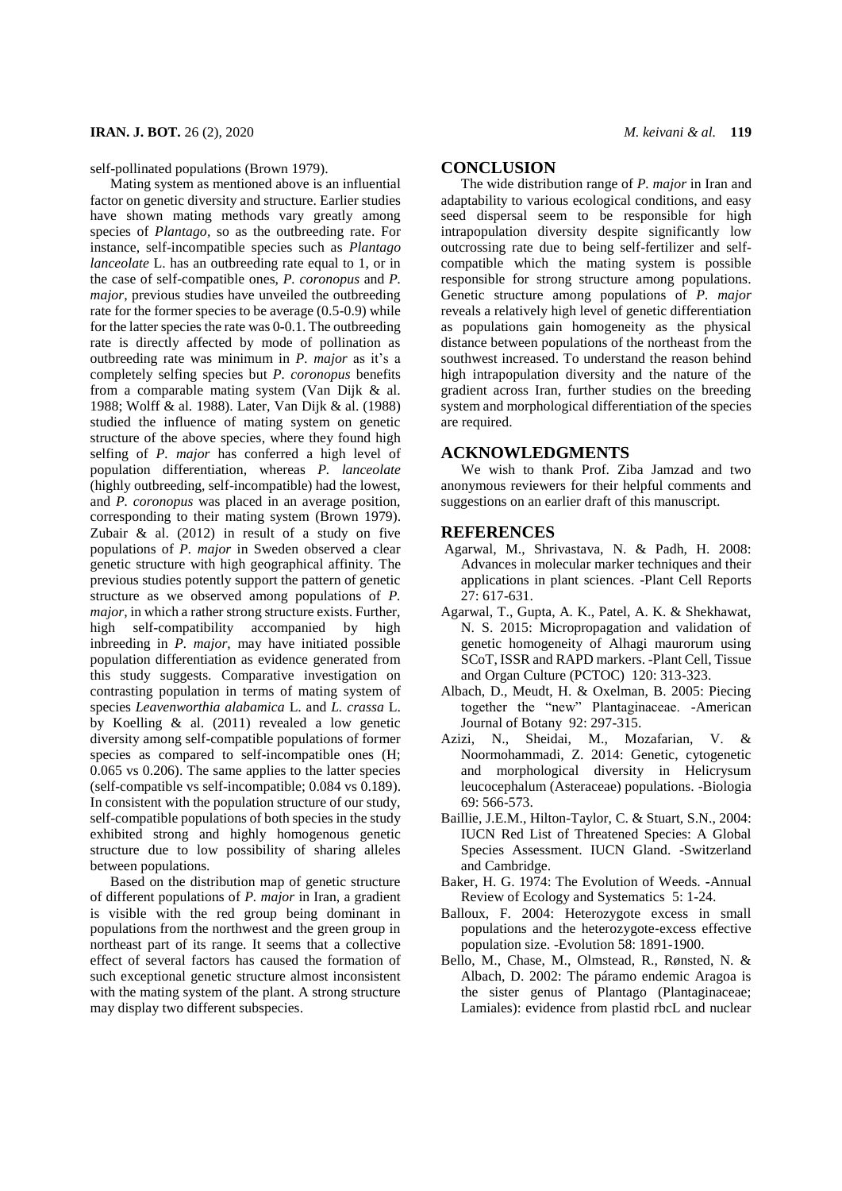self-pollinated populations (Brown 1979).

Mating system as mentioned above is an influential factor on genetic diversity and structure. Earlier studies have shown mating methods vary greatly among species of *Plantago*, so as the outbreeding rate. For instance, self-incompatible species such as *Plantago lanceolate* L. has an outbreeding rate equal to 1, or in the case of self-compatible ones, *P. coronopus* and *P. major*, previous studies have unveiled the outbreeding rate for the former species to be average (0.5-0.9) while for the latter species the rate was 0-0.1. The outbreeding rate is directly affected by mode of pollination as outbreeding rate was minimum in *P. major* as it's a completely selfing species but *P. coronopus* benefits from a comparable mating system (Van Dijk & al. 1988; Wolff & al. 1988). Later, Van Dijk & al. (1988) studied the influence of mating system on genetic structure of the above species, where they found high selfing of *P. major* has conferred a high level of population differentiation, whereas *P. lanceolate* (highly outbreeding, self-incompatible) had the lowest, and *P. coronopus* was placed in an average position, corresponding to their mating system (Brown 1979). Zubair & al. (2012) in result of a study on five populations of *P. major* in Sweden observed a clear genetic structure with high geographical affinity. The previous studies potently support the pattern of genetic structure as we observed among populations of *P. major*, in which a rather strong structure exists. Further, high self-compatibility accompanied by high inbreeding in *P. major*, may have initiated possible population differentiation as evidence generated from this study suggests. Comparative investigation on contrasting population in terms of mating system of species *Leavenworthia alabamica* L. and *L. crassa* L. by Koelling & al. (2011) revealed a low genetic diversity among self-compatible populations of former species as compared to self-incompatible ones (H; 0.065 vs 0.206). The same applies to the latter species (self-compatible vs self-incompatible; 0.084 vs 0.189). In consistent with the population structure of our study, self-compatible populations of both species in the study exhibited strong and highly homogenous genetic structure due to low possibility of sharing alleles between populations.

Based on the distribution map of genetic structure of different populations of *P. major* in Iran, a gradient is visible with the red group being dominant in populations from the northwest and the green group in northeast part of its range. It seems that a collective effect of several factors has caused the formation of such exceptional genetic structure almost inconsistent with the mating system of the plant. A strong structure may display two different subspecies.

## CONCLUSION

The wide distribution range of *P. major* in Iran and adaptability to various ecological conditions, and easy seed dispersal seem to be responsible for high intrapopulation diversity despite significantly low outcrossing rate due to being self-fertilizer and self-compatible which the mating system is possible responsible for strong structure among populations. Genetic structure among populations of *P. major* reveals a relatively high level of genetic differentiation as populations gain homogeneity as the physical distance between populations of the northeast from the southwest increased. To understand the reason behind high intrapopulation diversity and the nature of the gradient across Iran, further studies on the breeding system and morphological differentiation of the species are required.

## ACKNOWLEDGMENTS

We wish to thank Prof. Ziba Jamzad and two anonymous reviewers for their helpful comments and suggestions on an earlier draft of this manuscript.

## REFERENCES

Agarwal, M., Shrivastava, N. & Padh, H. 2008: Advances in molecular marker techniques and their applications in plant sciences. -Plant Cell Reports 27: 617-631.

Agarwal, T., Gupta, A. K., Patel, A. K. & Shekhawat, N. S. 2015: Micropropagation and validation of genetic homogeneity of Alhagi maurorum using SCoT, ISSR and RAPD markers. -Plant Cell, Tissue and Organ Culture (PCTOC) 120: 313-323.

Albach, D., Meudt, H. & Oxelman, B. 2005: Piecing together the "new" Plantaginaceae. -American Journal of Botany 92: 297-315.

Azizi, N., Sheidai, M., Mozafarian, V. & Noormohammadi, Z. 2014: Genetic, cytogenetic and morphological diversity in Helicrysum leucocephalum (Asteraceae) populations. -Biologia 69: 566-573.

Baillie, J.E.M., Hilton-Taylor, C. & Stuart, S.N., 2004: IUCN Red List of Threatened Species: A Global Species Assessment. IUCN Gland. -Switzerland and Cambridge.

Baker, H. G. 1974: The Evolution of Weeds. -Annual Review of Ecology and Systematics 5: 1-24.

Balloux, F. 2004: Heterozygote excess in small populations and the heterozygote-excess effective population size. -Evolution 58: 1891-1900.

Bello, M., Chase, M., Olmstead, R., Rønsted, N. & Albach, D. 2002: The páramo endemic Aragoa is the sister genus of Plantago (Plantaginaceae; Lamiales): evidence from plastid rbcL and nuclear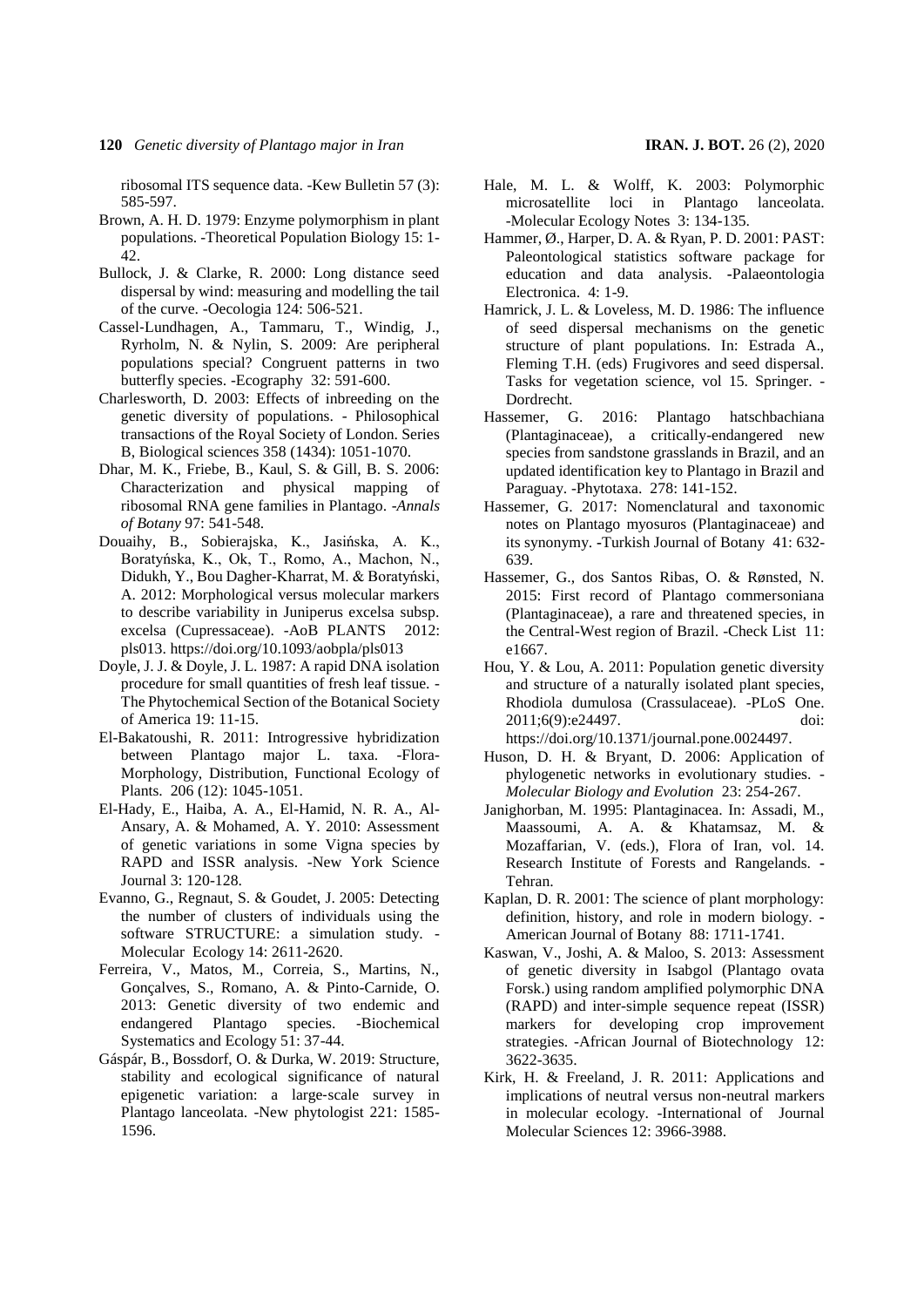ribosomal ITS sequence data. -Kew Bulletin 57 (3): 585-597.

Brown, A. H. D. 1979: Enzyme polymorphism in plant populations. -Theoretical Population Biology 15: 1-42.

Bullock, J. & Clarke, R. 2000: Long distance seed dispersal by wind: measuring and modelling the tail of the curve. -Oecologia 124: 506-521.

Cassel-Lundhagen, A., Tammaru, T., Windig, J., Ryrholm, N. & Nylin, S. 2009: Are peripheral populations special? Congruent patterns in two butterfly species. -Ecography 32: 591-600.

Charlesworth, D. 2003: Effects of inbreeding on the genetic diversity of populations. - Philosophical transactions of the Royal Society of London. Series B, Biological sciences 358 (1434): 1051-1070.

Dhar, M. K., Friebe, B., Kaul, S. & Gill, B. S. 2006: Characterization and physical mapping of ribosomal RNA gene families in Plantago. -*Annals of Botany* 97: 541-548.

Douaihy, B., Sobierajska, K., Jasińska, A. K., Boratyńska, K., Ok, T., Romo, A., Machon, N., Didukh, Y., Bou Dagher-Kharrat, M. & Boratyński, A. 2012: Morphological versus molecular markers to describe variability in Juniperus excelsa subsp. excelsa (Cupressaceae). -AoB PLANTS 2012: pls013. https://doi.org/10.1093/aobpla/pls013

Doyle, J. J. & Doyle, J. L. 1987: A rapid DNA isolation procedure for small quantities of fresh leaf tissue. - The Phytochemical Section of the Botanical Society of America 19: 11-15.

El-Bakatoushi, R. 2011: Introgressive hybridization between Plantago major L. taxa. -Flora-Morphology, Distribution, Functional Ecology of Plants. 206 (12): 1045-1051.

El-Hady, E., Haiba, A. A., El-Hamid, N. R. A., Al-Ansary, A. & Mohamed, A. Y. 2010: Assessment of genetic variations in some Vigna species by RAPD and ISSR analysis. -New York Science Journal 3: 120-128.

Evanno, G., Regnaut, S. & Goudet, J. 2005: Detecting the number of clusters of individuals using the software STRUCTURE: a simulation study. - Molecular Ecology 14: 2611-2620.

Ferreira, V., Matos, M., Correia, S., Martins, N., Gonçalves, S., Romano, A. & Pinto-Carnide, O. 2013: Genetic diversity of two endemic and endangered Plantago species. -Biochemical Systematics and Ecology 51: 37-44.

Gáspár, B., Bossdorf, O. & Durka, W. 2019: Structure, stability and ecological significance of natural epigenetic variation: a large-scale survey in Plantago lanceolata. -New phytologist 221: 1585-1596.

Hale, M. L. & Wolff, K. 2003: Polymorphic microsatellite loci in Plantago lanceolata. -Molecular Ecology Notes 3: 134-135.

Hammer, Ø., Harper, D. A. & Ryan, P. D. 2001: PAST: Paleontological statistics software package for education and data analysis. -Palaeontologia Electronica. 4: 1-9.

Hamrick, J. L. & Loveless, M. D. 1986: The influence of seed dispersal mechanisms on the genetic structure of plant populations. In: Estrada A., Fleming T.H. (eds) Frugivores and seed dispersal. Tasks for vegetation science, vol 15. Springer. - Dordrecht.

Hassemer, G. 2016: Plantago hatschbachiana (Plantaginaceae), a critically-endangered new species from sandstone grasslands in Brazil, and an updated identification key to Plantago in Brazil and Paraguay. -Phytotaxa. 278: 141-152.

Hassemer, G. 2017: Nomenclatural and taxonomic notes on Plantago myosuros (Plantaginaceae) and its synonymy. -Turkish Journal of Botany 41: 632-639.

Hassemer, G., dos Santos Ribas, O. & Rønsted, N. 2015: First record of Plantago commersoniana (Plantaginaceae), a rare and threatened species, in the Central-West region of Brazil. -Check List 11: e1667.

Hou, Y. & Lou, A. 2011: Population genetic diversity and structure of a naturally isolated plant species, Rhodiola dumulosa (Crassulaceae). -PLoS One. 2011;6(9):e24497. doi: https://doi.org/10.1371/journal.pone.0024497.

Huson, D. H. & Bryant, D. 2006: Application of phylogenetic networks in evolutionary studies. - *Molecular Biology and Evolution* 23: 254-267.

Janighorban, M. 1995: Plantaginacea. In: Assadi, M., Maassoumi, A. A. & Khatamsaz, M. & Mozaffarian, V. (eds.), Flora of Iran, vol. 14. Research Institute of Forests and Rangelands. - Tehran.

Kaplan, D. R. 2001: The science of plant morphology: definition, history, and role in modern biology. - American Journal of Botany 88: 1711-1741.

Kaswan, V., Joshi, A. & Maloo, S. 2013: Assessment of genetic diversity in Isabgol (Plantago ovata Forsk.) using random amplified polymorphic DNA (RAPD) and inter-simple sequence repeat (ISSR) markers for developing crop improvement strategies. -African Journal of Biotechnology 12: 3622-3635.

Kirk, H. & Freeland, J. R. 2011: Applications and implications of neutral versus non-neutral markers in molecular ecology. -International of Journal Molecular Sciences 12: 3966-3988.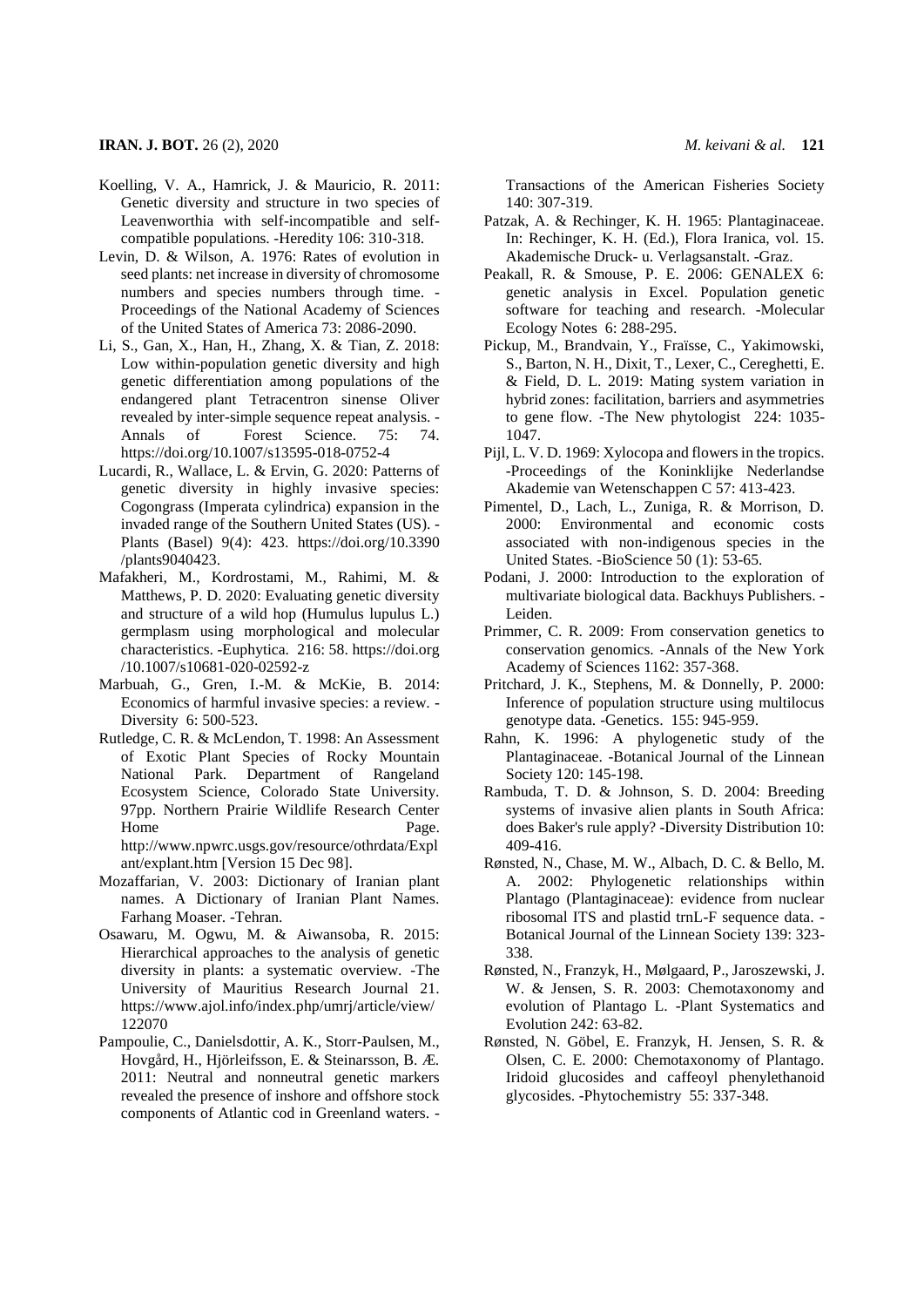Koelling, V. A., Hamrick, J. & Mauricio, R. 2011: Genetic diversity and structure in two species of Leavenworthia with self-incompatible and self-compatible populations. -Heredity 106: 310-318.

Levin, D. & Wilson, A. 1976: Rates of evolution in seed plants: net increase in diversity of chromosome numbers and species numbers through time. -Proceedings of the National Academy of Sciences of the United States of America 73: 2086-2090.

Li, S., Gan, X., Han, H., Zhang, X. & Tian, Z. 2018: Low within-population genetic diversity and high genetic differentiation among populations of the endangered plant Tetracentron sinense Oliver revealed by inter-simple sequence repeat analysis. -Annals of Forest Science. 75: 74. https://doi.org/10.1007/s13595-018-0752-4

Lucardi, R., Wallace, L. & Ervin, G. 2020: Patterns of genetic diversity in highly invasive species: Cogongrass (Imperata cylindrica) expansion in the invaded range of the Southern United States (US). -Plants (Basel) 9(4): 423. https://doi.org/10.3390/plants9040423.

Mafakheri, M., Kordrostami, M., Rahimi, M. & Matthews, P. D. 2020: Evaluating genetic diversity and structure of a wild hop (Humulus lupulus L.) germplasm using morphological and molecular characteristics. -Euphytica. 216: 58. https://doi.org/10.1007/s10681-020-02592-z

Marbuah, G., Gren, I.-M. & McKie, B. 2014: Economics of harmful invasive species: a review. -Diversity 6: 500-523.

Rutledge, C. R. & McLendon, T. 1998: An Assessment of Exotic Plant Species of Rocky Mountain National Park. Department of Rangeland Ecosystem Science, Colorado State University. 97pp. Northern Prairie Wildlife Research Center Home Page. http://www.npwrc.usgs.gov/resource/othrdata/Explant/explant.htm [Version 15 Dec 98].

Mozaffarian, V. 2003: Dictionary of Iranian plant names. A Dictionary of Iranian Plant Names. Farhang Moaser. -Tehran.

Osawaru, M. Ogwu, M. & Aiwansoba, R. 2015: Hierarchical approaches to the analysis of genetic diversity in plants: a systematic overview. -The University of Mauritius Research Journal 21. https://www.ajol.info/index.php/umrj/article/view/122070

Pampoulie, C., Danielsdottir, A. K., Storr-Paulsen, M., Hovgård, H., Hjörleifsson, E. & Steinarsson, B. Æ. 2011: Neutral and nonneutral genetic markers revealed the presence of inshore and offshore stock components of Atlantic cod in Greenland waters. -Transactions of the American Fisheries Society 140: 307-319.

Patzak, A. & Rechinger, K. H. 1965: Plantaginaceae. In: Rechinger, K. H. (Ed.), Flora Iranica, vol. 15. Akademische Druck- u. Verlagsanstalt. -Graz.

Peakall, R. & Smouse, P. E. 2006: GENALEX 6: genetic analysis in Excel. Population genetic software for teaching and research. -Molecular Ecology Notes 6: 288-295.

Pickup, M., Brandvain, Y., Fraïsse, C., Yakimowski, S., Barton, N. H., Dixit, T., Lexer, C., Cereghetti, E. & Field, D. L. 2019: Mating system variation in hybrid zones: facilitation, barriers and asymmetries to gene flow. -The New phytologist 224: 1035-1047.

Pijl, L. V. D. 1969: Xylocopa and flowers in the tropics. -Proceedings of the Koninklijke Nederlandse Akademie van Wetenschappen C 57: 413-423.

Pimentel, D., Lach, L., Zuniga, R. & Morrison, D. 2000: Environmental and economic costs associated with non-indigenous species in the United States. -BioScience 50 (1): 53-65.

Podani, J. 2000: Introduction to the exploration of multivariate biological data. Backhuys Publishers. -Leiden.

Primmer, C. R. 2009: From conservation genetics to conservation genomics. -Annals of the New York Academy of Sciences 1162: 357-368.

Pritchard, J. K., Stephens, M. & Donnelly, P. 2000: Inference of population structure using multilocus genotype data. -Genetics. 155: 945-959.

Rahn, K. 1996: A phylogenetic study of the Plantaginaceae. -Botanical Journal of the Linnean Society 120: 145-198.

Rambuda, T. D. & Johnson, S. D. 2004: Breeding systems of invasive alien plants in South Africa: does Baker's rule apply? -Diversity Distribution 10: 409-416.

Rønsted, N., Chase, M. W., Albach, D. C. & Bello, M. A. 2002: Phylogenetic relationships within Plantago (Plantaginaceae): evidence from nuclear ribosomal ITS and plastid trnL-F sequence data. -Botanical Journal of the Linnean Society 139: 323-338.

Rønsted, N., Franzyk, H., Mølgaard, P., Jaroszewski, J. W. & Jensen, S. R. 2003: Chemotaxonomy and evolution of Plantago L. -Plant Systematics and Evolution 242: 63-82.

Rønsted, N. Göbel, E. Franzyk, H. Jensen, S. R. & Olsen, C. E. 2000: Chemotaxonomy of Plantago. Iridoid glucosides and caffeoyl phenylethanoid glycosides. -Phytochemistry 55: 337-348.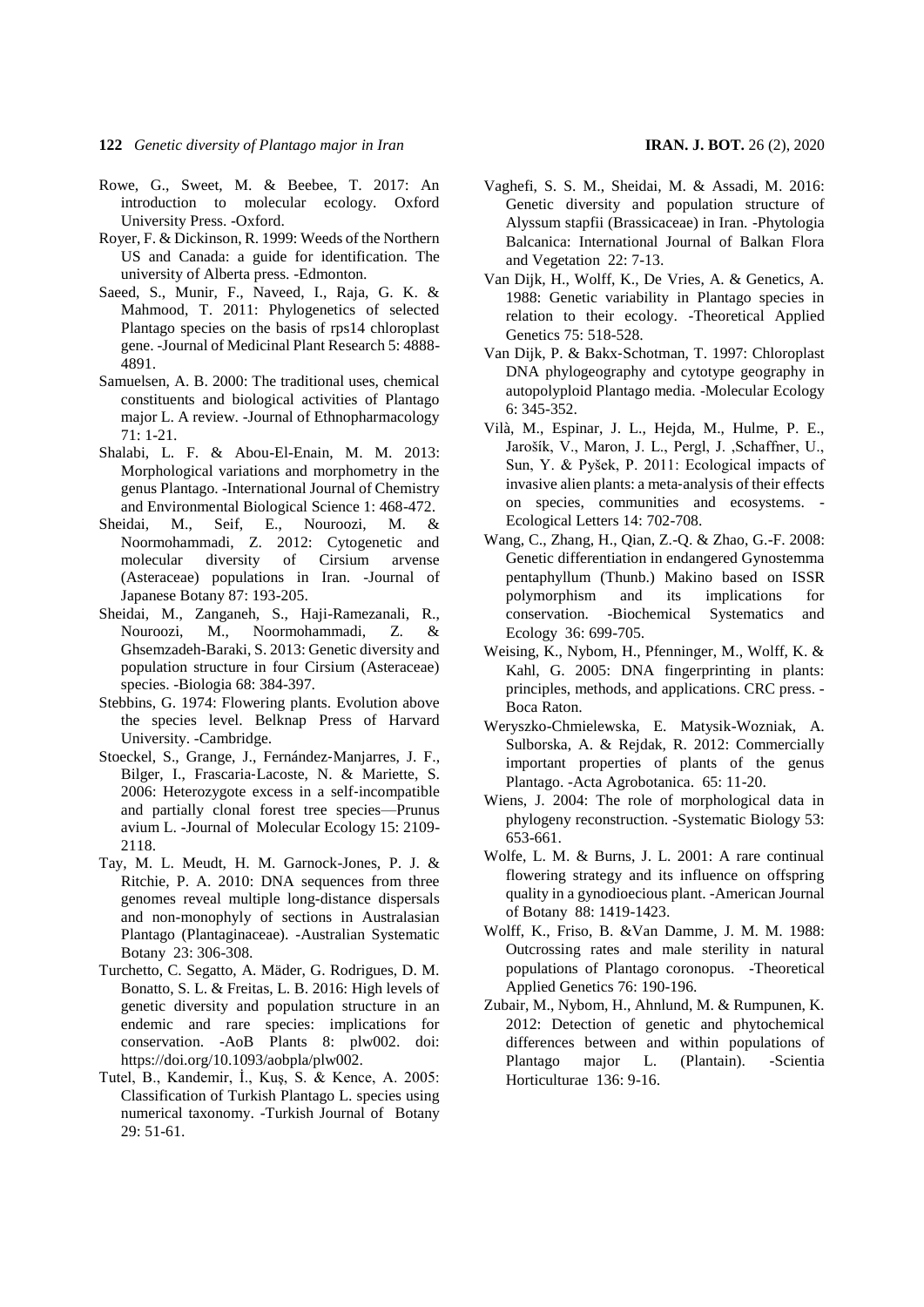Rowe, G., Sweet, M. & Beebee, T. 2017: An introduction to molecular ecology. Oxford University Press. -Oxford.

Royer, F. & Dickinson, R. 1999: Weeds of the Northern US and Canada: a guide for identification. The university of Alberta press. -Edmonton.

Saeed, S., Munir, F., Naveed, I., Raja, G. K. & Mahmood, T. 2011: Phylogenetics of selected Plantago species on the basis of rps14 chloroplast gene. -Journal of Medicinal Plant Research 5: 4888-4891.

Samuelsen, A. B. 2000: The traditional uses, chemical constituents and biological activities of Plantago major L. A review. -Journal of Ethnopharmacology 71: 1-21.

Shalabi, L. F. & Abou-El-Enain, M. M. 2013: Morphological variations and morphometry in the genus Plantago. -International Journal of Chemistry and Environmental Biological Science 1: 468-472.

Sheidai, M., Seif, E., Nouroozi, M. & Noormohammadi, Z. 2012: Cytogenetic and molecular diversity of Cirsium arvense (Asteraceae) populations in Iran. -Journal of Japanese Botany 87: 193-205.

Sheidai, M., Zanganeh, S., Haji-Ramezanali, R., Nouroozi, M., Noormohammadi, Z. & Ghsemzadeh-Baraki, S. 2013: Genetic diversity and population structure in four Cirsium (Asteraceae) species. -Biologia 68: 384-397.

Stebbins, G. 1974: Flowering plants. Evolution above the species level. Belknap Press of Harvard University. -Cambridge.

Stoeckel, S., Grange, J., Fernández-Manjarres, J. F., Bilger, I., Frascaria-Lacoste, N. & Mariette, S. 2006: Heterozygote excess in a self-incompatible and partially clonal forest tree species—Prunus avium L. -Journal of Molecular Ecology 15: 2109-2118.

Tay, M. L. Meudt, H. M. Garnock-Jones, P. J. & Ritchie, P. A. 2010: DNA sequences from three genomes reveal multiple long-distance dispersals and non-monophyly of sections in Australasian Plantago (Plantaginaceae). -Australian Systematic Botany 23: 306-308.

Turchetto, C. Segatto, A. Mäder, G. Rodrigues, D. M. Bonatto, S. L. & Freitas, L. B. 2016: High levels of genetic diversity and population structure in an endemic and rare species: implications for conservation. -AoB Plants 8: plw002. doi: https://doi.org/10.1093/aobpla/plw002.

Tutel, B., Kandemir, İ., Kuş, S. & Kence, A. 2005: Classification of Turkish Plantago L. species using numerical taxonomy. -Turkish Journal of Botany 29: 51-61.

Vaghefi, S. S. M., Sheidai, M. & Assadi, M. 2016: Genetic diversity and population structure of Alyssum stapfii (Brassicaceae) in Iran. -Phytologia Balcanica: International Journal of Balkan Flora and Vegetation 22: 7-13.

Van Dijk, H., Wolff, K., De Vries, A. & Genetics, A. 1988: Genetic variability in Plantago species in relation to their ecology. -Theoretical Applied Genetics 75: 518-528.

Van Dijk, P. & Bakx-Schotman, T. 1997: Chloroplast DNA phylogeography and cytotype geography in autopolyploid Plantago media. -Molecular Ecology 6: 345-352.

Vilà, M., Espinar, J. L., Hejda, M., Hulme, P. E., Jarošík, V., Maron, J. L., Pergl, J. ,Schaffner, U., Sun, Y. & Pyšek, P. 2011: Ecological impacts of invasive alien plants: a meta-analysis of their effects on species, communities and ecosystems. -Ecological Letters 14: 702-708.

Wang, C., Zhang, H., Qian, Z.-Q. & Zhao, G.-F. 2008: Genetic differentiation in endangered Gynostemma pentaphyllum (Thunb.) Makino based on ISSR polymorphism and its implications for conservation. -Biochemical Systematics and Ecology 36: 699-705.

Weising, K., Nybom, H., Pfenninger, M., Wolff, K. & Kahl, G. 2005: DNA fingerprinting in plants: principles, methods, and applications. CRC press. -Boca Raton.

Weryszko-Chmielewska, E. Matysik-Wozniak, A. Sulborska, A. & Rejdak, R. 2012: Commercially important properties of plants of the genus Plantago. -Acta Agrobotanica. 65: 11-20.

Wiens, J. 2004: The role of morphological data in phylogeny reconstruction. -Systematic Biology 53: 653-661.

Wolfe, L. M. & Burns, J. L. 2001: A rare continual flowering strategy and its influence on offspring quality in a gynodioecious plant. -American Journal of Botany 88: 1419-1423.

Wolff, K., Friso, B. &Van Damme, J. M. M. 1988: Outcrossing rates and male sterility in natural populations of Plantago coronopus. -Theoretical Applied Genetics 76: 190-196.

Zubair, M., Nybom, H., Ahnlund, M. & Rumpunen, K. 2012: Detection of genetic and phytochemical differences between and within populations of Plantago major L. (Plantain). -Scientia Horticulturae 136: 9-16.